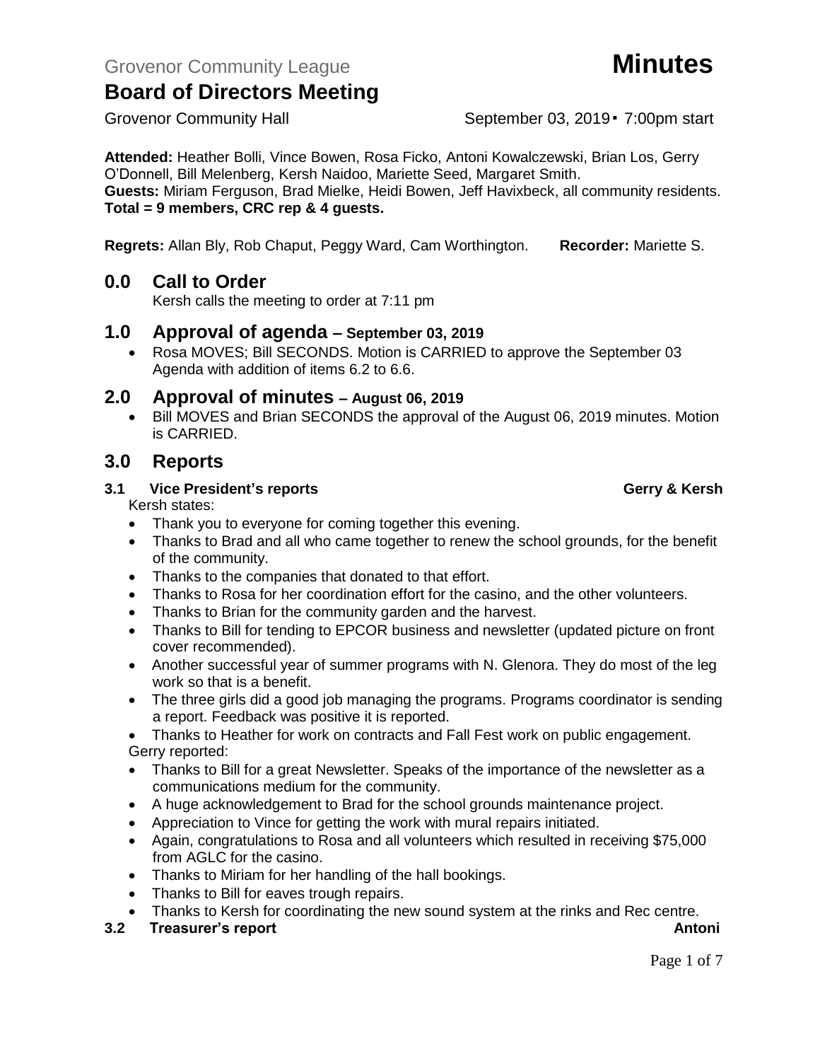Grovenor Community League **Minutes**

# Board of Directors Meeting

Grovenor Community Hall September 03, 2019 ▪ 7:00pm start

**Attended:** Heather Bolli, Vince Bowen, Rosa Ficko, Antoni Kowalczewski, Brian Los, Gerry O'Donnell, Bill Melenberg, Kersh Naidoo, Mariette Seed, Margaret Smith.
**Guests:** Miriam Ferguson, Brad Mielke, Heidi Bowen, Jeff Havixbeck, all community residents.
**Total = 9 members, CRC rep & 4 guests.**

**Regrets:** Allan Bly, Rob Chaput, Peggy Ward, Cam Worthington. **Recorder:** Mariette S.

## 0.0 Call to Order

Kersh calls the meeting to order at 7:11 pm

## 1.0 Approval of agenda – September 03, 2019

- Rosa MOVES; Bill SECONDS. Motion is CARRIED to approve the September 03 Agenda with addition of items 6.2 to 6.6.

## 2.0 Approval of minutes – August 06, 2019

- Bill MOVES and Brian SECONDS the approval of the August 06, 2019 minutes. Motion is CARRIED.

## 3.0 Reports

### 3.1 Vice President's reports — Gerry & Kersh

Kersh states:

- Thank you to everyone for coming together this evening.
- Thanks to Brad and all who came together to renew the school grounds, for the benefit of the community.
- Thanks to the companies that donated to that effort.
- Thanks to Rosa for her coordination effort for the casino, and the other volunteers.
- Thanks to Brian for the community garden and the harvest.
- Thanks to Bill for tending to EPCOR business and newsletter (updated picture on front cover recommended).
- Another successful year of summer programs with N. Glenora. They do most of the leg work so that is a benefit.
- The three girls did a good job managing the programs. Programs coordinator is sending a report. Feedback was positive it is reported.
- Thanks to Heather for work on contracts and Fall Fest work on public engagement.

Gerry reported:

- Thanks to Bill for a great Newsletter. Speaks of the importance of the newsletter as a communications medium for the community.
- A huge acknowledgement to Brad for the school grounds maintenance project.
- Appreciation to Vince for getting the work with mural repairs initiated.
- Again, congratulations to Rosa and all volunteers which resulted in receiving $75,000 from AGLC for the casino.
- Thanks to Miriam for her handling of the hall bookings.
- Thanks to Bill for eaves trough repairs.
- Thanks to Kersh for coordinating the new sound system at the rinks and Rec centre.

### 3.2 Treasurer's report — Antoni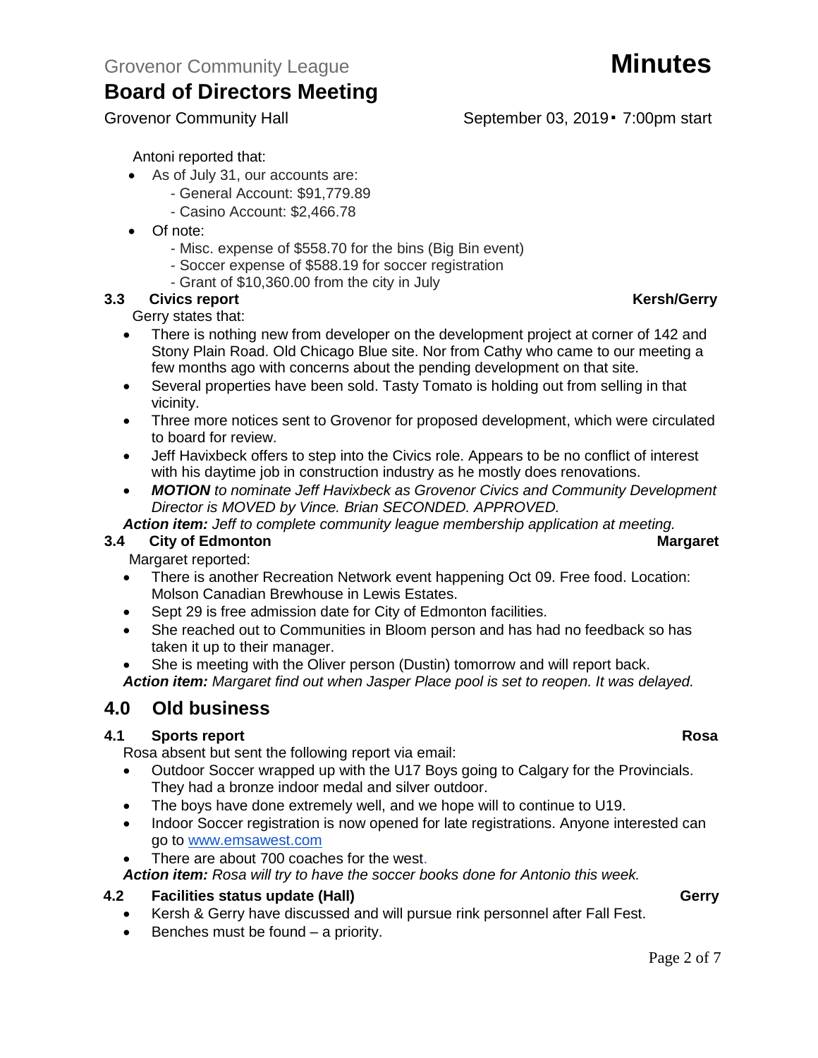Antoni reported that:

- As of July 31, our accounts are:
  - General Account: $91,779.89
  - Casino Account: $2,466.78
- Of note:
  - Misc. expense of $558.70 for the bins (Big Bin event)
  - Soccer expense of $588.19 for soccer registration
  - Grant of $10,360.00 from the city in July

### 3.3 Civics report — Kersh/Gerry

Gerry states that:

- There is nothing new from developer on the development project at corner of 142 and Stony Plain Road. Old Chicago Blue site. Nor from Cathy who came to our meeting a few months ago with concerns about the pending development on that site.
- Several properties have been sold. Tasty Tomato is holding out from selling in that vicinity.
- Three more notices sent to Grovenor for proposed development, which were circulated to board for review.
- Jeff Havixbeck offers to step into the Civics role. Appears to be no conflict of interest with his daytime job in construction industry as he mostly does renovations.
- ***MOTION*** *to nominate Jeff Havixbeck as Grovenor Civics and Community Development Director is MOVED by Vince. Brian SECONDED. APPROVED.*

***Action item:*** *Jeff to complete community league membership application at meeting.*

### 3.4 City of Edmonton — Margaret

Margaret reported:

- There is another Recreation Network event happening Oct 09. Free food. Location: Molson Canadian Brewhouse in Lewis Estates.
- Sept 29 is free admission date for City of Edmonton facilities.
- She reached out to Communities in Bloom person and has had no feedback so has taken it up to their manager.
- She is meeting with the Oliver person (Dustin) tomorrow and will report back.

***Action item:*** *Margaret find out when Jasper Place pool is set to reopen. It was delayed.*

## 4.0 Old business

### 4.1 Sports report — Rosa

Rosa absent but sent the following report via email:

- Outdoor Soccer wrapped up with the U17 Boys going to Calgary for the Provincials. They had a bronze indoor medal and silver outdoor.
- The boys have done extremely well, and we hope will to continue to U19.
- Indoor Soccer registration is now opened for late registrations. Anyone interested can go to [www.emsawest.com](www.emsawest.com)
- There are about 700 coaches for the west.

***Action item:*** *Rosa will try to have the soccer books done for Antonio this week.*

### 4.2 Facilities status update (Hall) — Gerry

- Kersh & Gerry have discussed and will pursue rink personnel after Fall Fest.
- Benches must be found – a priority.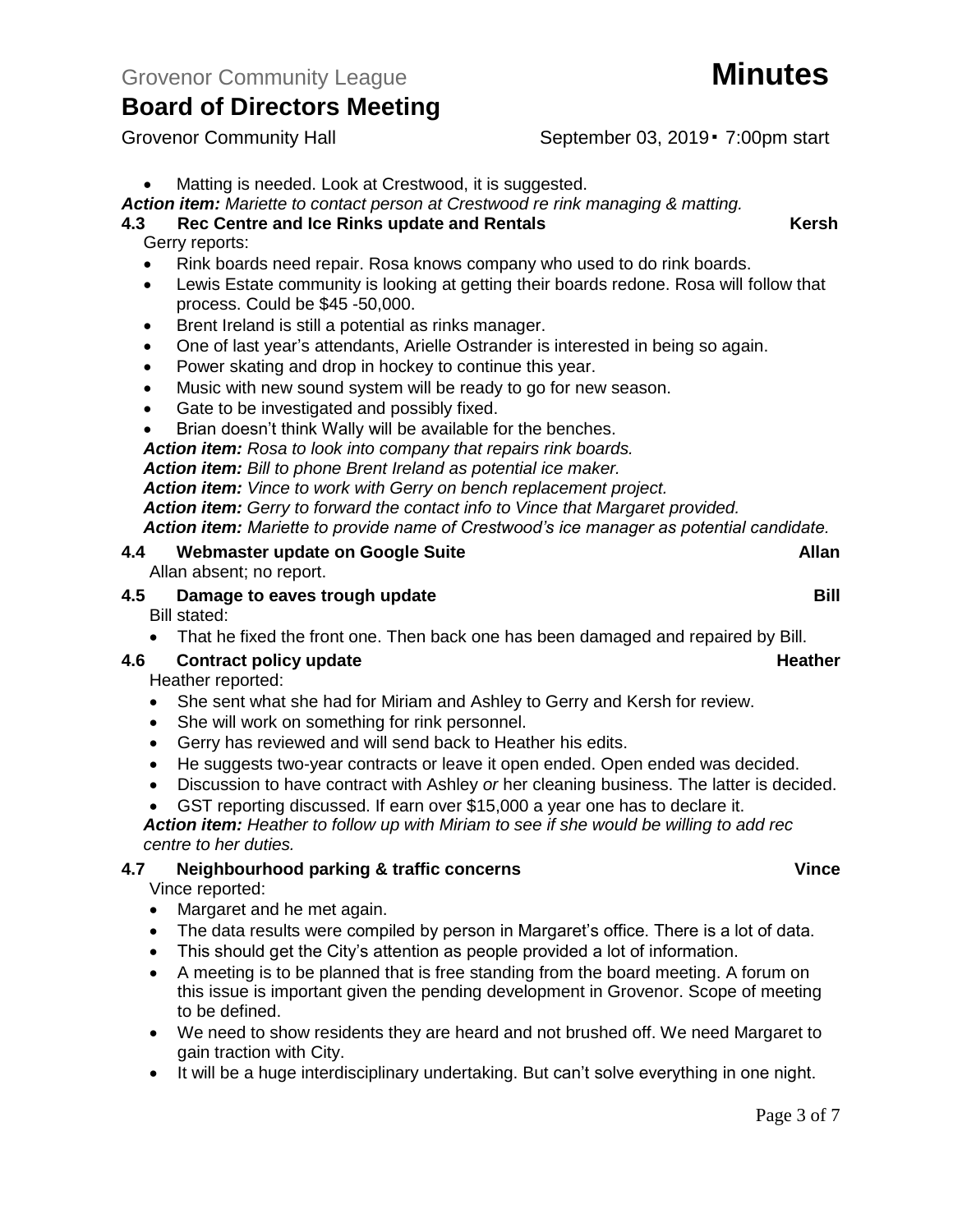- Matting is needed. Look at Crestwood, it is suggested.

***Action item:*** *Mariette to contact person at Crestwood re rink managing & matting.*

### 4.3 Rec Centre and Ice Rinks update and Rentals — Kersh

Gerry reports:

- Rink boards need repair. Rosa knows company who used to do rink boards.
- Lewis Estate community is looking at getting their boards redone. Rosa will follow that process. Could be $45 -50,000.
- Brent Ireland is still a potential as rinks manager.
- One of last year's attendants, Arielle Ostrander is interested in being so again.
- Power skating and drop in hockey to continue this year.
- Music with new sound system will be ready to go for new season.
- Gate to be investigated and possibly fixed.
- Brian doesn't think Wally will be available for the benches.

***Action item:*** *Rosa to look into company that repairs rink boards.*

***Action item:*** *Bill to phone Brent Ireland as potential ice maker.*

***Action item:*** *Vince to work with Gerry on bench replacement project.*

***Action item:*** *Gerry to forward the contact info to Vince that Margaret provided.*

***Action item:*** *Mariette to provide name of Crestwood's ice manager as potential candidate.*

### 4.4 Webmaster update on Google Suite — Allan

Allan absent; no report.

### 4.5 Damage to eaves trough update — Bill

Bill stated:

- That he fixed the front one. Then back one has been damaged and repaired by Bill.

### 4.6 Contract policy update — Heather

Heather reported:

- She sent what she had for Miriam and Ashley to Gerry and Kersh for review.
- She will work on something for rink personnel.
- Gerry has reviewed and will send back to Heather his edits.
- He suggests two-year contracts or leave it open ended. Open ended was decided.
- Discussion to have contract with Ashley *or* her cleaning business. The latter is decided.
- GST reporting discussed. If earn over $15,000 a year one has to declare it.

***Action item:*** *Heather to follow up with Miriam to see if she would be willing to add rec centre to her duties.*

### 4.7 Neighbourhood parking & traffic concerns — Vince

Vince reported:

- Margaret and he met again.
- The data results were compiled by person in Margaret's office. There is a lot of data.
- This should get the City's attention as people provided a lot of information.
- A meeting is to be planned that is free standing from the board meeting. A forum on this issue is important given the pending development in Grovenor. Scope of meeting to be defined.
- We need to show residents they are heard and not brushed off. We need Margaret to gain traction with City.
- It will be a huge interdisciplinary undertaking. But can't solve everything in one night.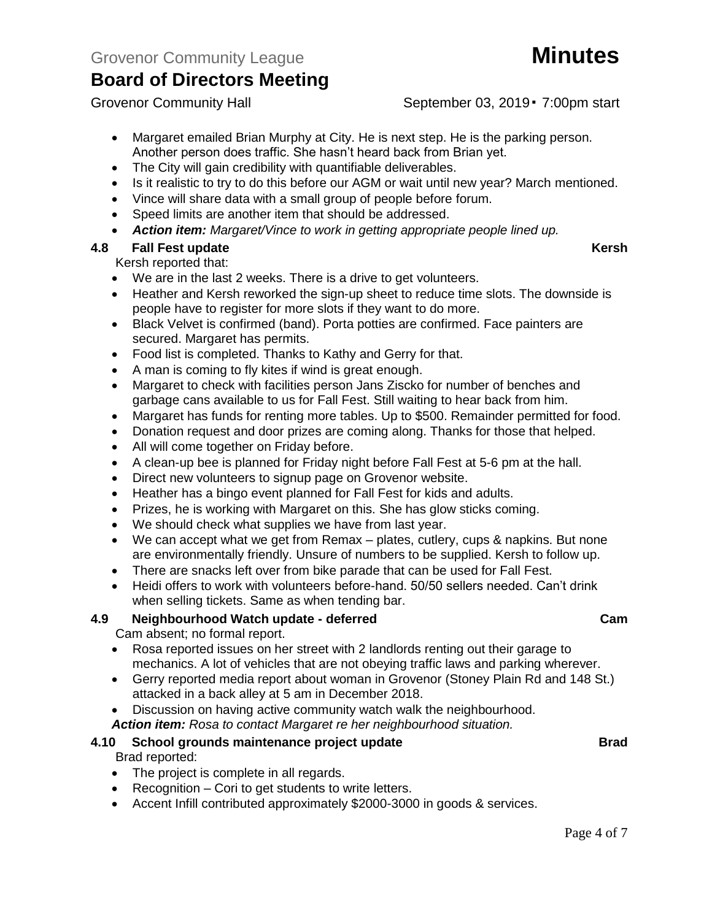- Margaret emailed Brian Murphy at City. He is next step. He is the parking person. Another person does traffic. She hasn't heard back from Brian yet.
- The City will gain credibility with quantifiable deliverables.
- Is it realistic to try to do this before our AGM or wait until new year? March mentioned.
- Vince will share data with a small group of people before forum.
- Speed limits are another item that should be addressed.
- ***Action item:*** *Margaret/Vince to work in getting appropriate people lined up.*

### 4.8 Fall Fest update — Kersh

Kersh reported that:

- We are in the last 2 weeks. There is a drive to get volunteers.
- Heather and Kersh reworked the sign-up sheet to reduce time slots. The downside is people have to register for more slots if they want to do more.
- Black Velvet is confirmed (band). Porta potties are confirmed. Face painters are secured. Margaret has permits.
- Food list is completed. Thanks to Kathy and Gerry for that.
- A man is coming to fly kites if wind is great enough.
- Margaret to check with facilities person Jans Ziscko for number of benches and garbage cans available to us for Fall Fest. Still waiting to hear back from him.
- Margaret has funds for renting more tables. Up to $500. Remainder permitted for food.
- Donation request and door prizes are coming along. Thanks for those that helped.
- All will come together on Friday before.
- A clean-up bee is planned for Friday night before Fall Fest at 5-6 pm at the hall.
- Direct new volunteers to signup page on Grovenor website.
- Heather has a bingo event planned for Fall Fest for kids and adults.
- Prizes, he is working with Margaret on this. She has glow sticks coming.
- We should check what supplies we have from last year.
- We can accept what we get from Remax – plates, cutlery, cups & napkins. But none are environmentally friendly. Unsure of numbers to be supplied. Kersh to follow up.
- There are snacks left over from bike parade that can be used for Fall Fest.
- Heidi offers to work with volunteers before-hand. 50/50 sellers needed. Can't drink when selling tickets. Same as when tending bar.

### 4.9 Neighbourhood Watch update - deferred — Cam

Cam absent; no formal report.

- Rosa reported issues on her street with 2 landlords renting out their garage to mechanics. A lot of vehicles that are not obeying traffic laws and parking wherever.
- Gerry reported media report about woman in Grovenor (Stoney Plain Rd and 148 St.) attacked in a back alley at 5 am in December 2018.
- Discussion on having active community watch walk the neighbourhood.

***Action item:*** *Rosa to contact Margaret re her neighbourhood situation.*

### 4.10 School grounds maintenance project update — Brad

Brad reported:

- The project is complete in all regards.
- Recognition – Cori to get students to write letters.
- Accent Infill contributed approximately $2000-3000 in goods & services.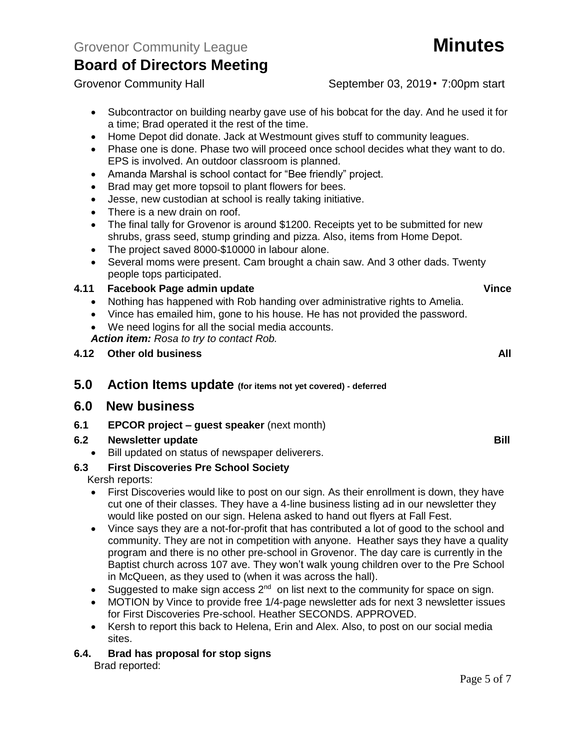- Subcontractor on building nearby gave use of his bobcat for the day. And he used it for a time; Brad operated it the rest of the time.
- Home Depot did donate. Jack at Westmount gives stuff to community leagues.
- Phase one is done. Phase two will proceed once school decides what they want to do. EPS is involved. An outdoor classroom is planned.
- Amanda Marshal is school contact for "Bee friendly" project.
- Brad may get more topsoil to plant flowers for bees.
- Jesse, new custodian at school is really taking initiative.
- There is a new drain on roof.
- The final tally for Grovenor is around $1200. Receipts yet to be submitted for new shrubs, grass seed, stump grinding and pizza. Also, items from Home Depot.
- The project saved 8000-$10000 in labour alone.
- Several moms were present. Cam brought a chain saw. And 3 other dads. Twenty people tops participated.

### 4.11 Facebook Page admin update — Vince

- Nothing has happened with Rob handing over administrative rights to Amelia.
- Vince has emailed him, gone to his house. He has not provided the password.
- We need logins for all the social media accounts.

***Action item:*** *Rosa to try to contact Rob.*

### 4.12 Other old business — All

## 5.0 Action Items update (for items not yet covered) - deferred

## 6.0 New business

### 6.1 EPCOR project – guest speaker (next month)

### 6.2 Newsletter update — Bill

- Bill updated on status of newspaper deliverers.

### 6.3 First Discoveries Pre School Society

Kersh reports:

- First Discoveries would like to post on our sign. As their enrollment is down, they have cut one of their classes. They have a 4-line business listing ad in our newsletter they would like posted on our sign. Helena asked to hand out flyers at Fall Fest.
- Vince says they are a not-for-profit that has contributed a lot of good to the school and community. They are not in competition with anyone. Heather says they have a quality program and there is no other pre-school in Grovenor. The day care is currently in the Baptist church across 107 ave. They won't walk young children over to the Pre School in McQueen, as they used to (when it was across the hall).
- Suggested to make sign access 2nd on list next to the community for space on sign.
- MOTION by Vince to provide free 1/4-page newsletter ads for next 3 newsletter issues for First Discoveries Pre-school. Heather SECONDS. APPROVED.
- Kersh to report this back to Helena, Erin and Alex. Also, to post on our social media sites.

### 6.4. Brad has proposal for stop signs

Brad reported: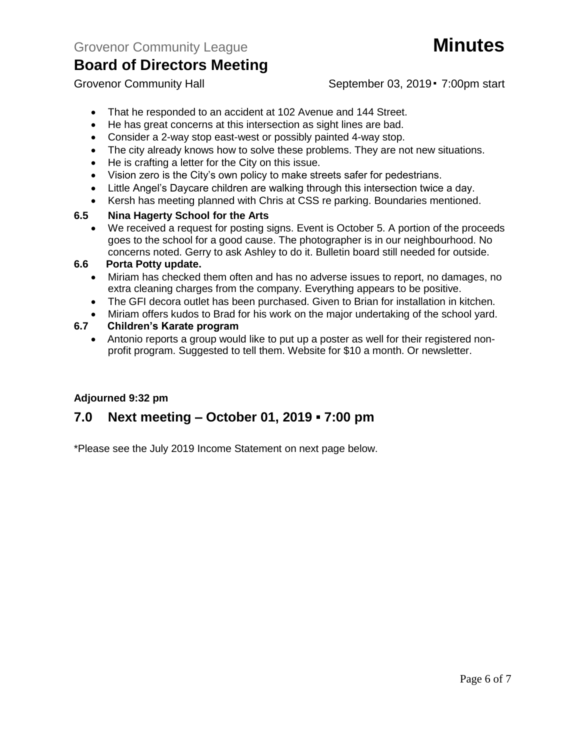- That he responded to an accident at 102 Avenue and 144 Street.
- He has great concerns at this intersection as sight lines are bad.
- Consider a 2-way stop east-west or possibly painted 4-way stop.
- The city already knows how to solve these problems. They are not new situations.
- He is crafting a letter for the City on this issue.
- Vision zero is the City's own policy to make streets safer for pedestrians.
- Little Angel's Daycare children are walking through this intersection twice a day.
- Kersh has meeting planned with Chris at CSS re parking. Boundaries mentioned.

### 6.5 Nina Hagerty School for the Arts

- We received a request for posting signs. Event is October 5. A portion of the proceeds goes to the school for a good cause. The photographer is in our neighbourhood. No concerns noted. Gerry to ask Ashley to do it. Bulletin board still needed for outside.

### 6.6 Porta Potty update.

- Miriam has checked them often and has no adverse issues to report, no damages, no extra cleaning charges from the company. Everything appears to be positive.
- The GFI decora outlet has been purchased. Given to Brian for installation in kitchen.
- Miriam offers kudos to Brad for his work on the major undertaking of the school yard.

### 6.7 Children's Karate program

- Antonio reports a group would like to put up a poster as well for their registered non-profit program. Suggested to tell them. Website for $10 a month. Or newsletter.

**Adjourned 9:32 pm**

## 7.0 Next meeting – October 01, 2019 ▪ 7:00 pm

*Please see the July 2019 Income Statement on next page below.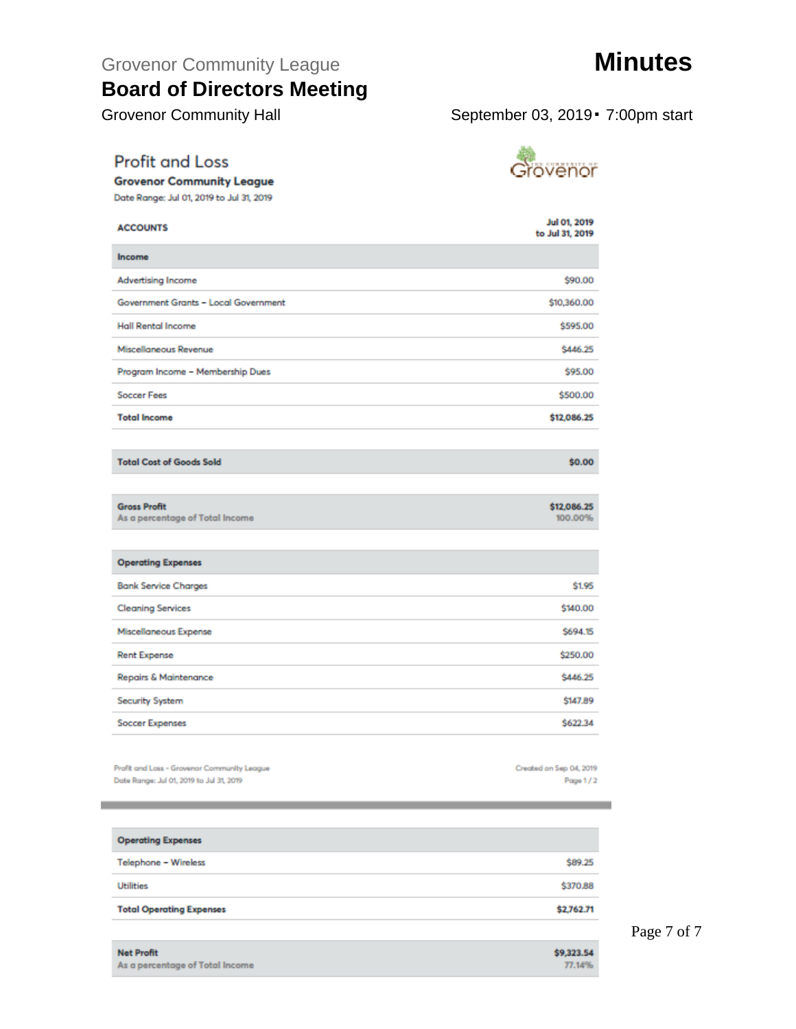# Profit and Loss

**Grovenor Community League**

Date Range: Jul 01, 2019 to Jul 31, 2019

| ACCOUNTS | Jul 01, 2019 to Jul 31, 2019 |
|---|---|
| **Income** | |
| Advertising Income | $90.00 |
| Government Grants – Local Government | $10,360.00 |
| Hall Rental Income | $595.00 |
| Miscellaneous Revenue | $446.25 |
| Program Income – Membership Dues | $95.00 |
| Soccer Fees | $500.00 |
| **Total Income** | **$12,086.25** |
| **Total Cost of Goods Sold** | **$0.00** |
| **Gross Profit** | **$12,086.25** |
| As a percentage of Total Income | 100.00% |
| **Operating Expenses** | |
| Bank Service Charges | $1.95 |
| Cleaning Services | $140.00 |
| Miscellaneous Expense | $694.15 |
| Rent Expense | $250.00 |
| Repairs & Maintenance | $446.25 |
| Security System | $147.89 |
| Soccer Expenses | $622.34 |
| Telephone – Wireless | $89.25 |
| Utilities | $370.88 |
| **Total Operating Expenses** | **$2,762.71** |
| **Net Profit** | **$9,323.54** |
| As a percentage of Total Income | 77.14% |

Profit and Loss - Grovenor Community League
Date Range: Jul 01, 2019 to Jul 31, 2019

Created on Sep 04, 2019